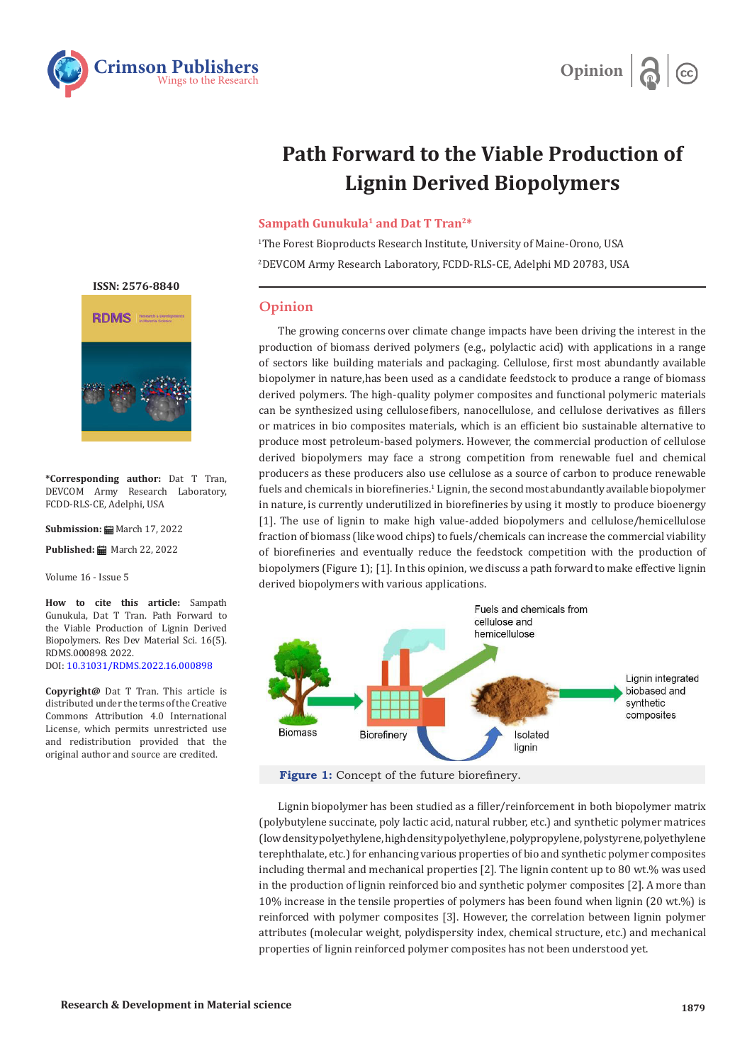# Path Forward to the Viable Production of Lignin Derived Biopolymers

**Sampath Gunukula[1] and Dat T Tran[2]***

[1]The Forest Bioproducts Research Institute, University of Maine-Orono, USA

[2]DEVCOM Army Research Laboratory, FCDD-RLS-CE, Adelphi MD 20783, USA

ISSN: 2576-8840

**\*Corresponding author:** Dat T Tran, DEVCOM Army Research Laboratory, FCDD-RLS-CE, Adelphi, USA

**Submission:** March 17, 2022

**Published:** March 22, 2022

Volume 16 - Issue 5

**How to cite this article:** Sampath Gunukula, Dat T Tran. Path Forward to the Viable Production of Lignin Derived Biopolymers. Res Dev Material Sci. 16(5). RDMS.000898. 2022.
DOI: 10.31031/RDMS.2022.16.000898

**Copyright@** Dat T Tran. This article is distributed under the terms of the Creative Commons Attribution 4.0 International License, which permits unrestricted use and redistribution provided that the original author and source are credited.

## Opinion

The growing concerns over climate change impacts have been driving the interest in the production of biomass derived polymers (e.g., polylactic acid) with applications in a range of sectors like building materials and packaging. Cellulose, first most abundantly available biopolymer in nature,has been used as a candidate feedstock to produce a range of biomass derived polymers. The high-quality polymer composites and functional polymeric materials can be synthesized using cellulosefibers, nanocellulose, and cellulose derivatives as fillers or matrices in bio composites materials, which is an efficient bio sustainable alternative to produce most petroleum-based polymers. However, the commercial production of cellulose derived biopolymers may face a strong competition from renewable fuel and chemical producers as these producers also use cellulose as a source of carbon to produce renewable fuels and chemicals in biorefineries.[1] Lignin, the second most abundantly available biopolymer in nature, is currently underutilized in biorefineries by using it mostly to produce bioenergy [1]. The use of lignin to make high value-added biopolymers and cellulose/hemicellulose fraction of biomass (like wood chips) to fuels/chemicals can increase the commercial viability of biorefineries and eventually reduce the feedstock competition with the production of biopolymers (Figure 1); [1]. In this opinion, we discuss a path forward to make effective lignin derived biopolymers with various applications.

**Figure 1:** Concept of the future biorefinery.

Lignin biopolymer has been studied as a filler/reinforcement in both biopolymer matrix (polybutylene succinate, poly lactic acid, natural rubber, etc.) and synthetic polymer matrices (low density polyethylene, high density polyethylene, polypropylene, polystyrene, polyethylene terephthalate, etc.) for enhancing various properties of bio and synthetic polymer composites including thermal and mechanical properties [2]. The lignin content up to 80 wt.% was used in the production of lignin reinforced bio and synthetic polymer composites [2]. A more than 10% increase in the tensile properties of polymers has been found when lignin (20 wt.%) is reinforced with polymer composites [3]. However, the correlation between lignin polymer attributes (molecular weight, polydispersity index, chemical structure, etc.) and mechanical properties of lignin reinforced polymer composites has not been understood yet.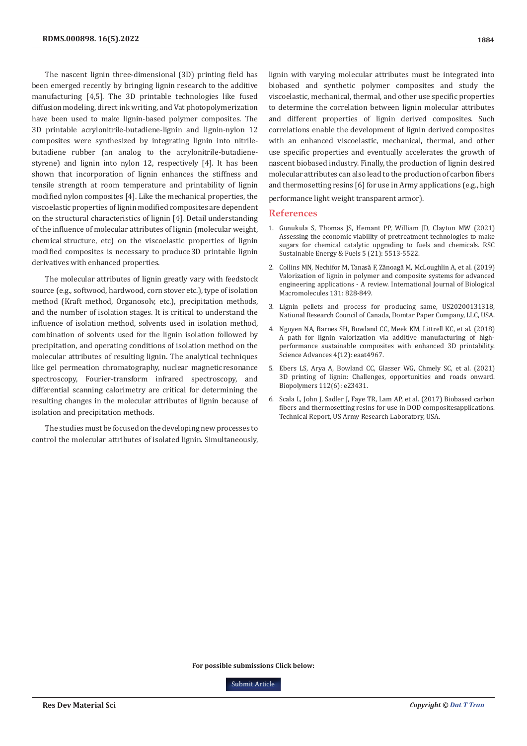The nascent lignin three-dimensional (3D) printing field has been emerged recently by bringing lignin research to the additive manufacturing [4,5]. The 3D printable technologies like fused diffusion modeling, direct ink writing, and Vat photopolymerization have been used to make lignin-based polymer composites. The 3D printable acrylonitrile-butadiene-lignin and lignin-nylon 12 composites were synthesized by integrating lignin into nitrile-butadiene rubber (an analog to the acrylonitrile-butadiene-styrene) and lignin into nylon 12, respectively [4]. It has been shown that incorporation of lignin enhances the stiffness and tensile strength at room temperature and printability of lignin modified nylon composites [4]. Like the mechanical properties, the viscoelastic properties of lignin modified composites are dependent on the structural characteristics of lignin [4]. Detail understanding of the influence of molecular attributes of lignin (molecular weight, chemical structure, etc) on the viscoelastic properties of lignin modified composites is necessary to produce 3D printable lignin derivatives with enhanced properties.

The molecular attributes of lignin greatly vary with feedstock source (e.g., softwood, hardwood, corn stover etc.), type of isolation method (Kraft method, Organosolv, etc.), precipitation methods, and the number of isolation stages. It is critical to understand the influence of isolation method, solvents used in isolation method, combination of solvents used for the lignin isolation followed by precipitation, and operating conditions of isolation method on the molecular attributes of resulting lignin. The analytical techniques like gel permeation chromatography, nuclear magnetic resonance spectroscopy, Fourier-transform infrared spectroscopy, and differential scanning calorimetry are critical for determining the resulting changes in the molecular attributes of lignin because of isolation and precipitation methods.

The studies must be focused on the developing new processes to control the molecular attributes of isolated lignin. Simultaneously, lignin with varying molecular attributes must be integrated into biobased and synthetic polymer composites and study the viscoelastic, mechanical, thermal, and other use specific properties to determine the correlation between lignin molecular attributes and different properties of lignin derived composites. Such correlations enable the development of lignin derived composites with an enhanced viscoelastic, mechanical, thermal, and other use specific properties and eventually accelerates the growth of nascent biobased industry. Finally, the production of lignin desired molecular attributes can also lead to the production of carbon fibers and thermosetting resins [6] for use in Army applications (e.g., high performance light weight transparent armor).

## References

1. Gunukula S, Thomas JS, Hemant PP, William JD, Clayton MW (2021) Assessing the economic viability of pretreatment technologies to make sugars for chemical catalytic upgrading to fuels and chemicals. RSC Sustainable Energy & Fuels 5 (21): 5513-5522.
2. Collins MN, Nechifor M, Tanasă F, Zănoagă M, McLoughlin A, et al. (2019) Valorization of lignin in polymer and composite systems for advanced engineering applications - A review. International Journal of Biological Macromolecules 131: 828-849.
3. Lignin pellets and process for producing same, US20200131318, National Research Council of Canada, Domtar Paper Company, LLC, USA.
4. Nguyen NA, Barnes SH, Bowland CC, Meek KM, Littrell KC, et al. (2018) A path for lignin valorization via additive manufacturing of high-performance sustainable composites with enhanced 3D printability. Science Advances 4(12): eaat4967.
5. Ebers LS, Arya A, Bowland CC, Glasser WG, Chmely SC, et al. (2021) 3D printing of lignin: Challenges, opportunities and roads onward. Biopolymers 112(6): e23431.
6. Scala L, John J, Sadler J, Faye TR, Lam AP, et al. (2017) Biobased carbon fibers and thermosetting resins for use in DOD compositesapplications. Technical Report, US Army Research Laboratory, USA.

**For possible submissions Click below:**

Submit Article